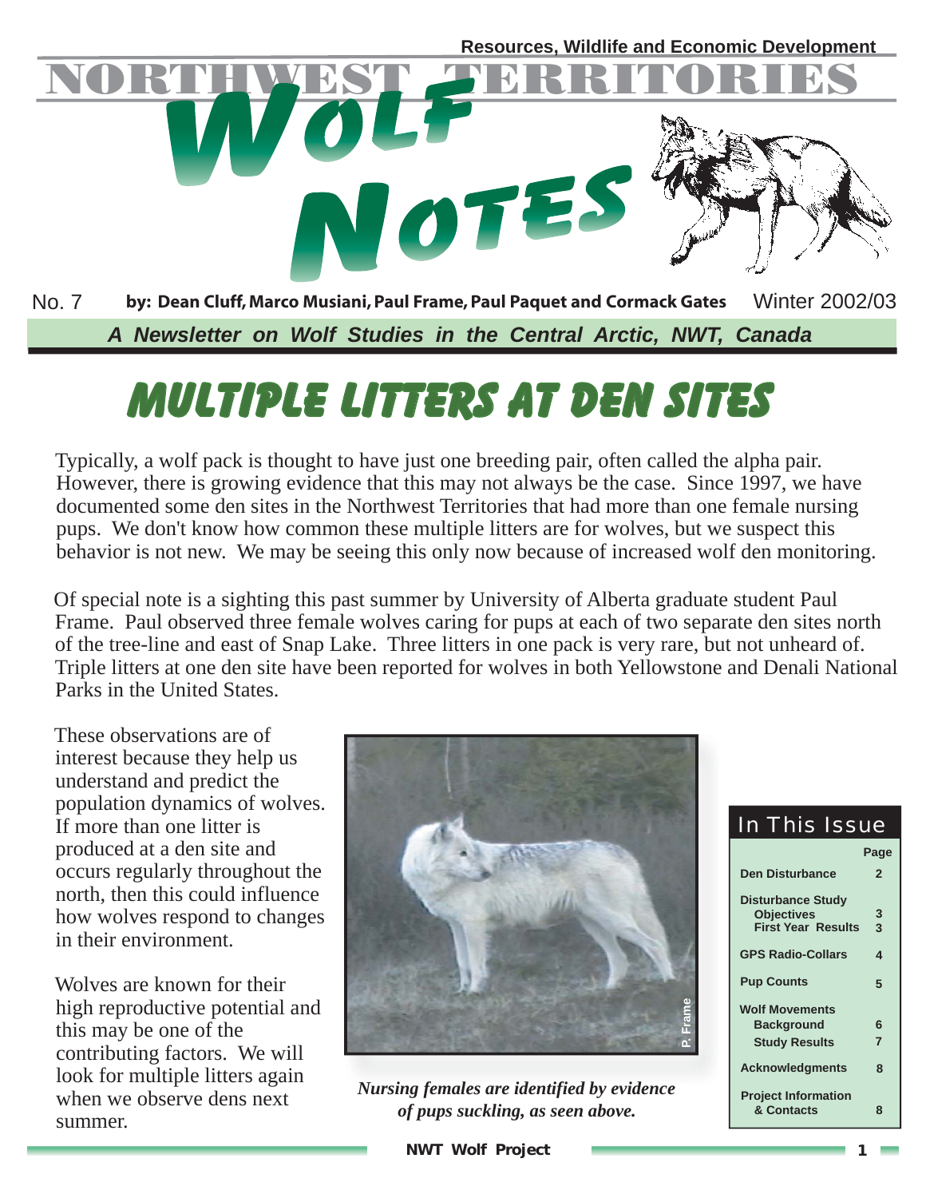Resources, Wildlife and Economic Development

# NORTHWEST TERRITORIES WOLF NOTES

No. 7 **by: Dean Cluff, Marco Musiani, Paul Frame, Paul Paquet and Cormack Gates** Winter 2002/03

***A Newsletter on Wolf Studies in the Central Arctic, NWT, Canada***

## MULTIPLE LITTERS AT DEN SITES

Typically, a wolf pack is thought to have just one breeding pair, often called the alpha pair. However, there is growing evidence that this may not always be the case. Since 1997, we have documented some den sites in the Northwest Territories that had more than one female nursing pups. We don't know how common these multiple litters are for wolves, but we suspect this behavior is not new. We may be seeing this only now because of increased wolf den monitoring.

Of special note is a sighting this past summer by University of Alberta graduate student Paul Frame. Paul observed three female wolves caring for pups at each of two separate den sites north of the tree-line and east of Snap Lake. Three litters in one pack is very rare, but not unheard of. Triple litters at one den site have been reported for wolves in both Yellowstone and Denali National Parks in the United States.

These observations are of interest because they help us understand and predict the population dynamics of wolves. If more than one litter is produced at a den site and occurs regularly throughout the north, then this could influence how wolves respond to changes in their environment.

Wolves are known for their high reproductive potential and this may be one of the contributing factors. We will look for multiple litters again when we observe dens next summer.

P. Frame

*Nursing females are identified by evidence of pups suckling, as seen above.*

### In This Issue

| | Page |
|---|---|
| **Den Disturbance** | **2** |
| **Disturbance Study** | |
| **Objectives** | **3** |
| **First Year Results** | **3** |
| **GPS Radio-Collars** | **4** |
| **Pup Counts** | **5** |
| **Wolf Movements** | |
| **Background** | **6** |
| **Study Results** | **7** |
| **Acknowledgments** | **8** |
| **Project Information & Contacts** | **8** |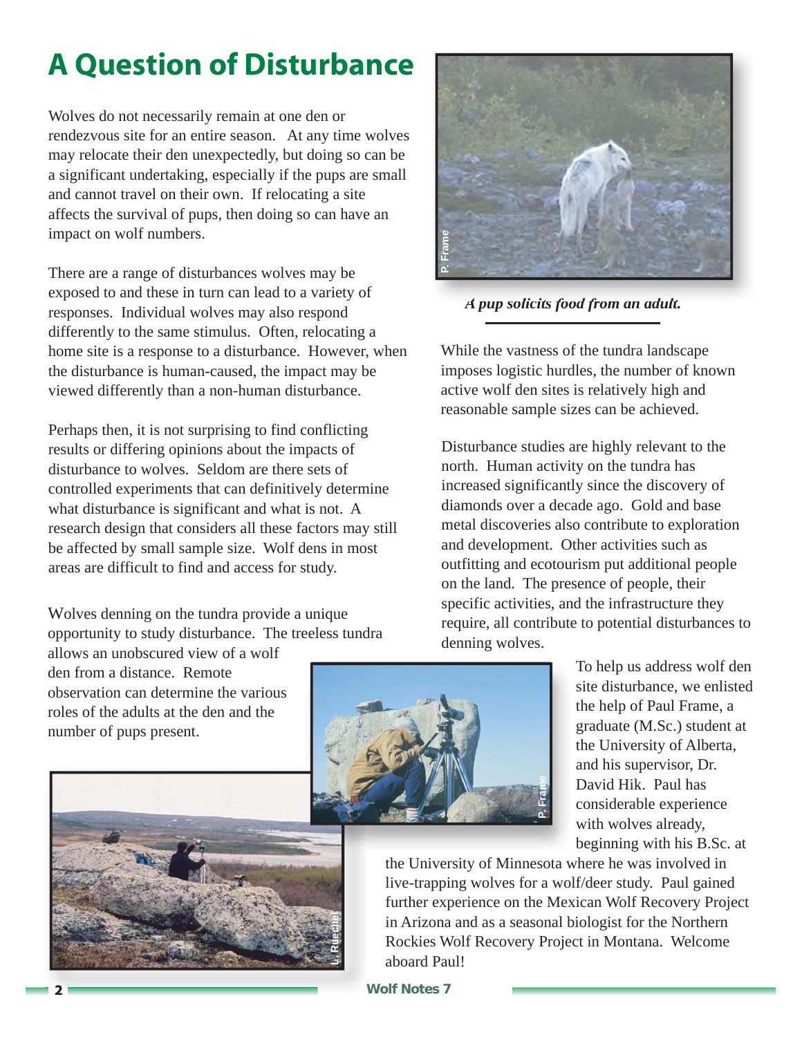# A Question of Disturbance

Wolves do not necessarily remain at one den or rendezvous site for an entire season. At any time wolves may relocate their den unexpectedly, but doing so can be a significant undertaking, especially if the pups are small and cannot travel on their own. If relocating a site affects the survival of pups, then doing so can have an impact on wolf numbers.

There are a range of disturbances wolves may be exposed to and these in turn can lead to a variety of responses. Individual wolves may also respond differently to the same stimulus. Often, relocating a home site is a response to a disturbance. However, when the disturbance is human-caused, the impact may be viewed differently than a non-human disturbance.

Perhaps then, it is not surprising to find conflicting results or differing opinions about the impacts of disturbance to wolves. Seldom are there sets of controlled experiments that can definitively determine what disturbance is significant and what is not. A research design that considers all these factors may still be affected by small sample size. Wolf dens in most areas are difficult to find and access for study.

Wolves denning on the tundra provide a unique opportunity to study disturbance. The treeless tundra allows an unobscured view of a wolf den from a distance. Remote observation can determine the various roles of the adults at the den and the number of pups present.

*A pup solicits food from an adult.*

While the vastness of the tundra landscape imposes logistic hurdles, the number of known active wolf den sites is relatively high and reasonable sample sizes can be achieved.

Disturbance studies are highly relevant to the north. Human activity on the tundra has increased significantly since the discovery of diamonds over a decade ago. Gold and base metal discoveries also contribute to exploration and development. Other activities such as outfitting and ecotourism put additional people on the land. The presence of people, their specific activities, and the infrastructure they require, all contribute to potential disturbances to denning wolves.

To help us address wolf den site disturbance, we enlisted the help of Paul Frame, a graduate (M.Sc.) student at the University of Alberta, and his supervisor, Dr. David Hik. Paul has considerable experience with wolves already, beginning with his B.Sc. at the University of Minnesota where he was involved in live-trapping wolves for a wolf/deer study. Paul gained further experience on the Mexican Wolf Recovery Project in Arizona and as a seasonal biologist for the Northern Rockies Wolf Recovery Project in Montana. Welcome aboard Paul!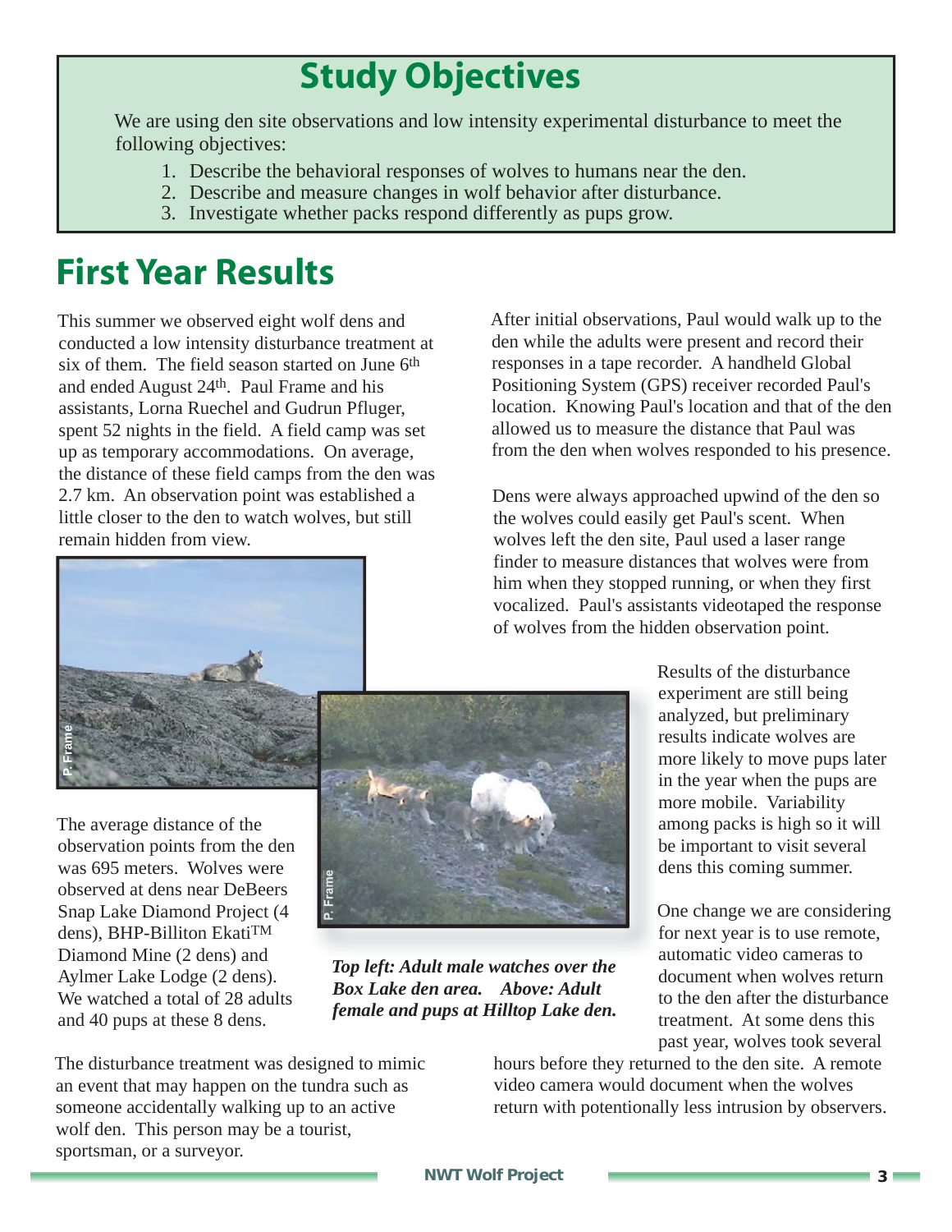## Study Objectives

We are using den site observations and low intensity experimental disturbance to meet the following objectives:

1. Describe the behavioral responses of wolves to humans near the den.
2. Describe and measure changes in wolf behavior after disturbance.
3. Investigate whether packs respond differently as pups grow.

# First Year Results

This summer we observed eight wolf dens and conducted a low intensity disturbance treatment at six of them. The field season started on June 6th and ended August 24th. Paul Frame and his assistants, Lorna Ruechel and Gudrun Pfluger, spent 52 nights in the field. A field camp was set up as temporary accommodations. On average, the distance of these field camps from the den was 2.7 km. An observation point was established a little closer to the den to watch wolves, but still remain hidden from view.

The average distance of the observation points from the den was 695 meters. Wolves were observed at dens near DeBeers Snap Lake Diamond Project (4 dens), BHP-Billiton Ekati™ Diamond Mine (2 dens) and Aylmer Lake Lodge (2 dens). We watched a total of 28 adults and 40 pups at these 8 dens.

*Top left: Adult male watches over the Box Lake den area. Above: Adult female and pups at Hilltop Lake den.*

The disturbance treatment was designed to mimic an event that may happen on the tundra such as someone accidentally walking up to an active wolf den. This person may be a tourist, sportsman, or a surveyor.

After initial observations, Paul would walk up to the den while the adults were present and record their responses in a tape recorder. A handheld Global Positioning System (GPS) receiver recorded Paul's location. Knowing Paul's location and that of the den allowed us to measure the distance that Paul was from the den when wolves responded to his presence.

Dens were always approached upwind of the den so the wolves could easily get Paul's scent. When wolves left the den site, Paul used a laser range finder to measure distances that wolves were from him when they stopped running, or when they first vocalized. Paul's assistants videotaped the response of wolves from the hidden observation point.

Results of the disturbance experiment are still being analyzed, but preliminary results indicate wolves are more likely to move pups later in the year when the pups are more mobile. Variability among packs is high so it will be important to visit several dens this coming summer.

One change we are considering for next year is to use remote, automatic video cameras to document when wolves return to the den after the disturbance treatment. At some dens this past year, wolves took several hours before they returned to the den site. A remote video camera would document when the wolves return with potentially less intrusion by observers.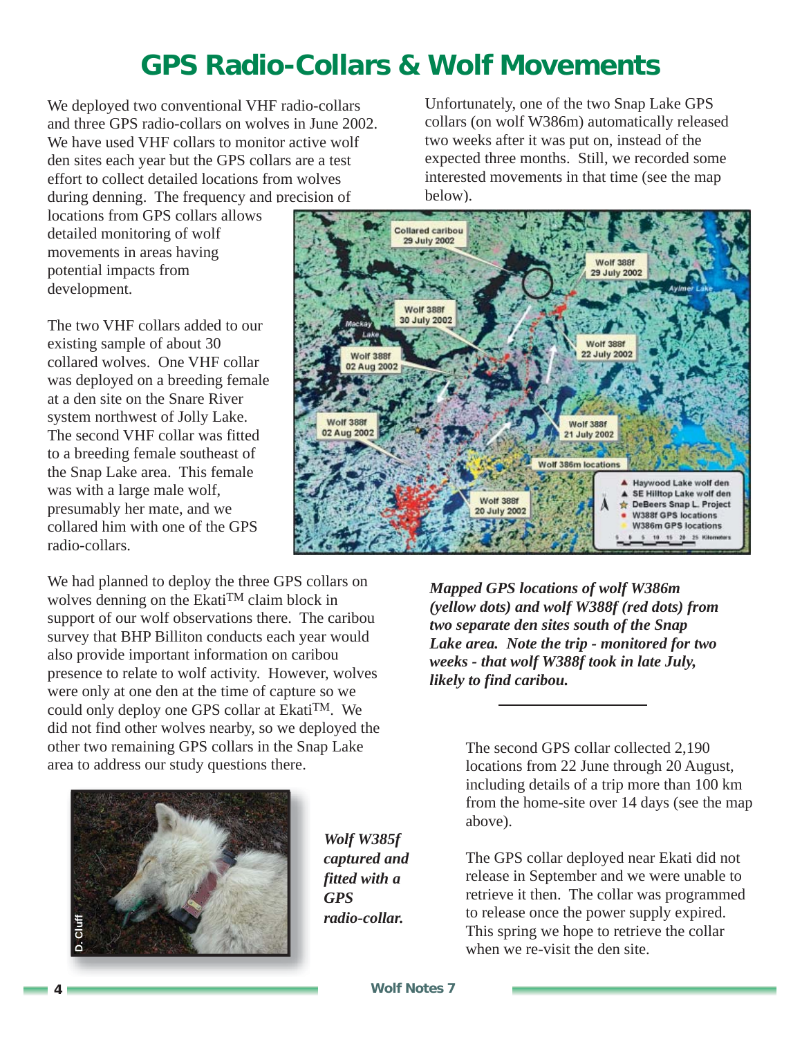# GPS Radio-Collars & Wolf Movements

We deployed two conventional VHF radio-collars and three GPS radio-collars on wolves in June 2002. We have used VHF collars to monitor active wolf den sites each year but the GPS collars are a test effort to collect detailed locations from wolves during denning. The frequency and precision of locations from GPS collars allows detailed monitoring of wolf movements in areas having potential impacts from development.

The two VHF collars added to our existing sample of about 30 collared wolves. One VHF collar was deployed on a breeding female at a den site on the Snare River system northwest of Jolly Lake. The second VHF collar was fitted to a breeding female southeast of the Snap Lake area. This female was with a large male wolf, presumably her mate, and we collared him with one of the GPS radio-collars.

We had planned to deploy the three GPS collars on wolves denning on the Ekati™ claim block in support of our wolf observations there. The caribou survey that BHP Billiton conducts each year would also provide important information on caribou presence to relate to wolf activity. However, wolves were only at one den at the time of capture so we could only deploy one GPS collar at Ekati™. We did not find other wolves nearby, so we deployed the other two remaining GPS collars in the Snap Lake area to address our study questions there.

*Wolf W385f captured and fitted with a GPS radio-collar.*

Unfortunately, one of the two Snap Lake GPS collars (on wolf W386m) automatically released two weeks after it was put on, instead of the expected three months. Still, we recorded some interested movements in that time (see the map below).

***Mapped GPS locations of wolf W386m (yellow dots) and wolf W388f (red dots) from two separate den sites south of the Snap Lake area. Note the trip - monitored for two weeks - that wolf W388f took in late July, likely to find caribou.***

The second GPS collar collected 2,190 locations from 22 June through 20 August, including details of a trip more than 100 km from the home-site over 14 days (see the map above).

The GPS collar deployed near Ekati did not release in September and we were unable to retrieve it then. The collar was programmed to release once the power supply expired. This spring we hope to retrieve the collar when we re-visit the den site.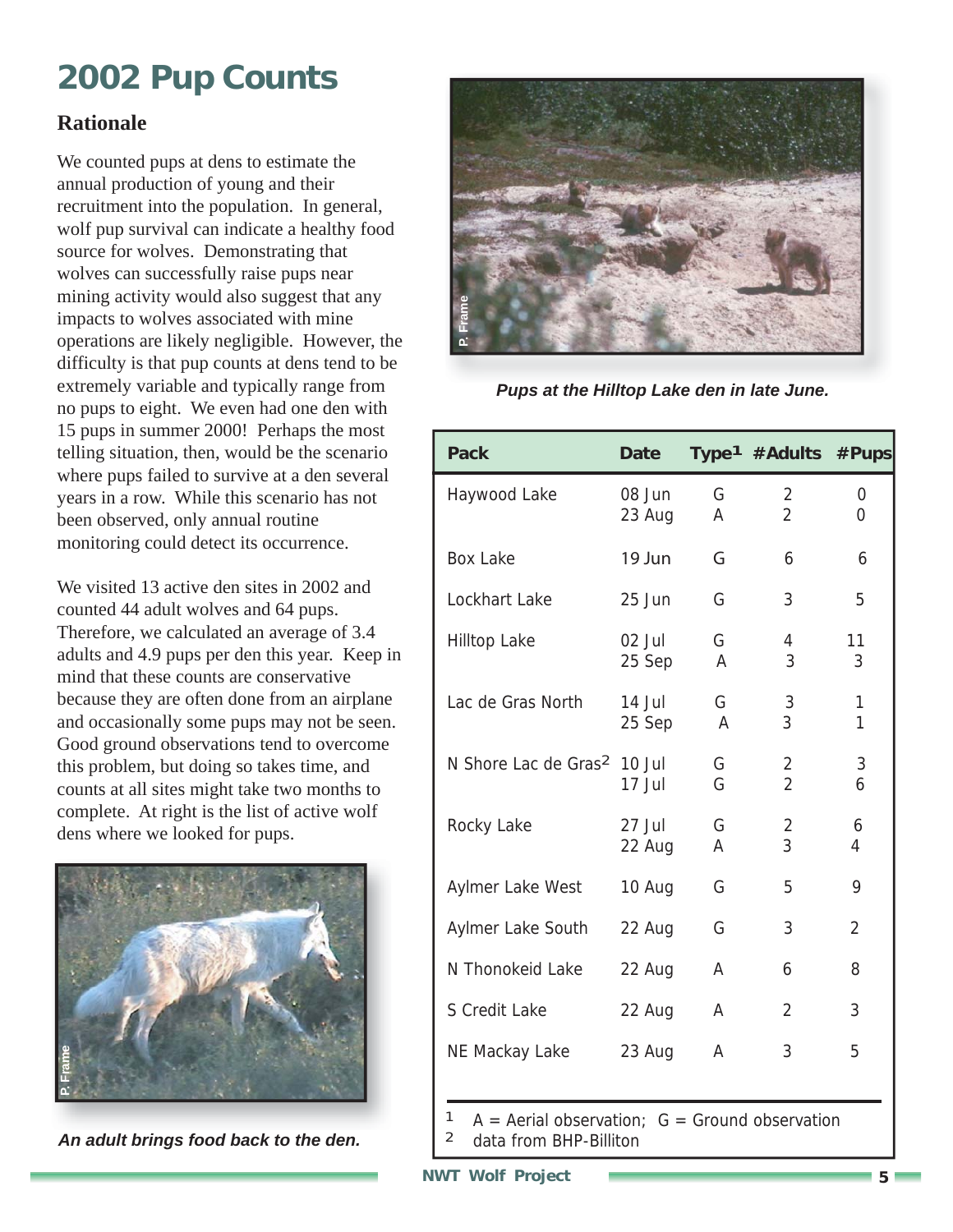# 2002 Pup Counts

## Rationale

We counted pups at dens to estimate the annual production of young and their recruitment into the population. In general, wolf pup survival can indicate a healthy food source for wolves. Demonstrating that wolves can successfully raise pups near mining activity would also suggest that any impacts to wolves associated with mine operations are likely negligible. However, the difficulty is that pup counts at dens tend to be extremely variable and typically range from no pups to eight. We even had one den with 15 pups in summer 2000! Perhaps the most telling situation, then, would be the scenario where pups failed to survive at a den several years in a row. While this scenario has not been observed, only annual routine monitoring could detect its occurrence.

We visited 13 active den sites in 2002 and counted 44 adult wolves and 64 pups. Therefore, we calculated an average of 3.4 adults and 4.9 pups per den this year. Keep in mind that these counts are conservative because they are often done from an airplane and occasionally some pups may not be seen. Good ground observations tend to overcome this problem, but doing so takes time, and counts at all sites might take two months to complete. At right is the list of active wolf dens where we looked for pups.

*An adult brings food back to the den.*

*Pups at the Hilltop Lake den in late June.*

| Pack | Date | Type[1] | #Adults | #Pups |
|---|---|---|---|---|
| Haywood Lake | 08 Jun | G | 2 | 0 |
| | 23 Aug | A | 2 | 0 |
| Box Lake | 19 Jun | G | 6 | 6 |
| Lockhart Lake | 25 Jun | G | 3 | 5 |
| Hilltop Lake | 02 Jul | G | 4 | 11 |
| | 25 Sep | A | 3 | 3 |
| Lac de Gras North | 14 Jul | G | 3 | 1 |
| | 25 Sep | A | 3 | 1 |
| N Shore Lac de Gras[2] | 10 Jul | G | 2 | 3 |
| | 17 Jul | G | 2 | 6 |
| Rocky Lake | 27 Jul | G | 2 | 6 |
| | 22 Aug | A | 3 | 4 |
| Aylmer Lake West | 10 Aug | G | 5 | 9 |
| Aylmer Lake South | 22 Aug | G | 3 | 2 |
| N Thonokeid Lake | 22 Aug | A | 6 | 8 |
| S Credit Lake | 22 Aug | A | 2 | 3 |
| NE Mackay Lake | 23 Aug | A | 3 | 5 |

[1] A = Aerial observation; G = Ground observation
[2] data from BHP-Billiton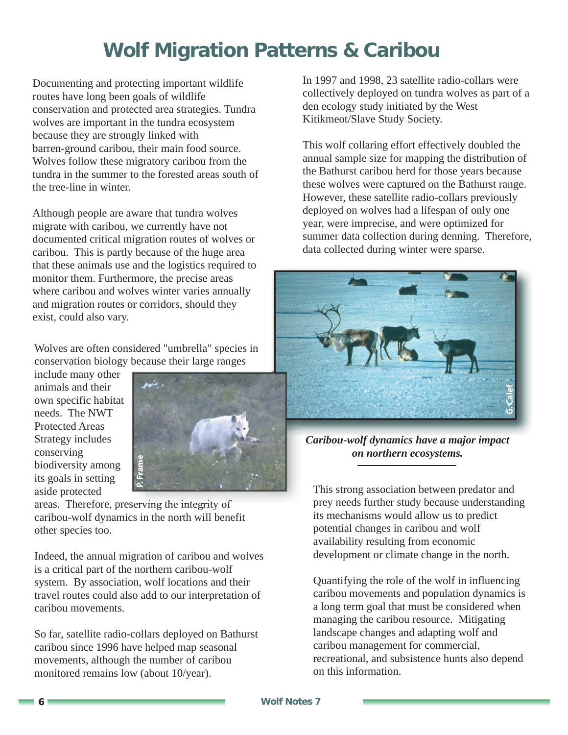# Wolf Migration Patterns & Caribou

Documenting and protecting important wildlife routes have long been goals of wildlife conservation and protected area strategies. Tundra wolves are important in the tundra ecosystem because they are strongly linked with barren-ground caribou, their main food source. Wolves follow these migratory caribou from the tundra in the summer to the forested areas south of the tree-line in winter.

Although people are aware that tundra wolves migrate with caribou, we currently have not documented critical migration routes of wolves or caribou. This is partly because of the huge area that these animals use and the logistics required to monitor them. Furthermore, the precise areas where caribou and wolves winter varies annually and migration routes or corridors, should they exist, could also vary.

Wolves are often considered "umbrella" species in conservation biology because their large ranges include many other animals and their own specific habitat needs. The NWT Protected Areas Strategy includes conserving biodiversity among its goals in setting aside protected areas. Therefore, preserving the integrity of caribou-wolf dynamics in the north will benefit other species too.

Indeed, the annual migration of caribou and wolves is a critical part of the northern caribou-wolf system. By association, wolf locations and their travel routes could also add to our interpretation of caribou movements.

So far, satellite radio-collars deployed on Bathurst caribou since 1996 have helped map seasonal movements, although the number of caribou monitored remains low (about 10/year).

In 1997 and 1998, 23 satellite radio-collars were collectively deployed on tundra wolves as part of a den ecology study initiated by the West Kitikmeot/Slave Study Society.

This wolf collaring effort effectively doubled the annual sample size for mapping the distribution of the Bathurst caribou herd for those years because these wolves were captured on the Bathurst range. However, these satellite radio-collars previously deployed on wolves had a lifespan of only one year, were imprecise, and were optimized for summer data collection during denning. Therefore, data collected during winter were sparse.

***Caribou-wolf dynamics have a major impact on northern ecosystems.***

This strong association between predator and prey needs further study because understanding its mechanisms would allow us to predict potential changes in caribou and wolf availability resulting from economic development or climate change in the north.

Quantifying the role of the wolf in influencing caribou movements and population dynamics is a long term goal that must be considered when managing the caribou resource. Mitigating landscape changes and adapting wolf and caribou management for commercial, recreational, and subsistence hunts also depend on this information.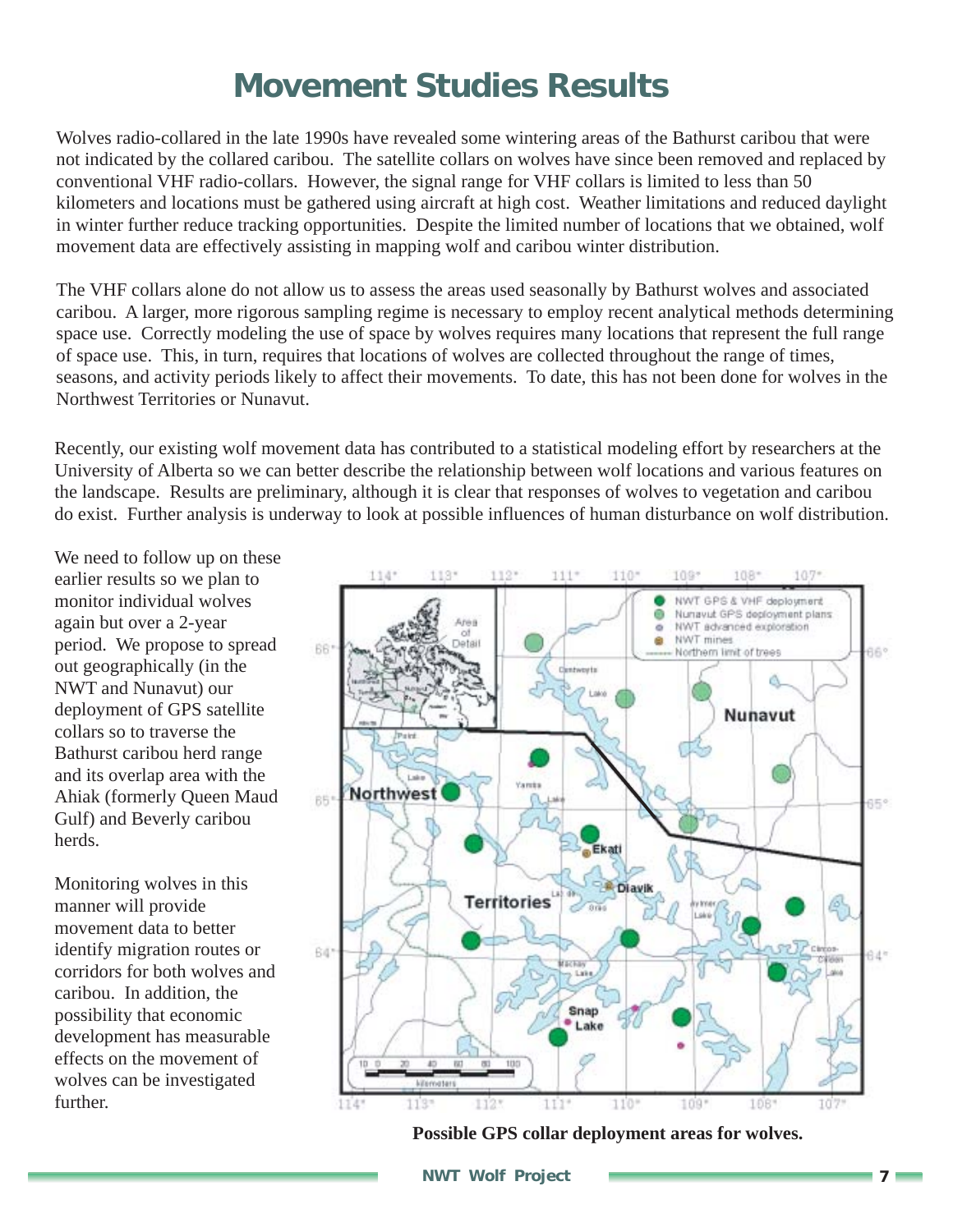# Movement Studies Results

Wolves radio-collared in the late 1990s have revealed some wintering areas of the Bathurst caribou that were not indicated by the collared caribou. The satellite collars on wolves have since been removed and replaced by conventional VHF radio-collars. However, the signal range for VHF collars is limited to less than 50 kilometers and locations must be gathered using aircraft at high cost. Weather limitations and reduced daylight in winter further reduce tracking opportunities. Despite the limited number of locations that we obtained, wolf movement data are effectively assisting in mapping wolf and caribou winter distribution.

The VHF collars alone do not allow us to assess the areas used seasonally by Bathurst wolves and associated caribou. A larger, more rigorous sampling regime is necessary to employ recent analytical methods determining space use. Correctly modeling the use of space by wolves requires many locations that represent the full range of space use. This, in turn, requires that locations of wolves are collected throughout the range of times, seasons, and activity periods likely to affect their movements. To date, this has not been done for wolves in the Northwest Territories or Nunavut.

Recently, our existing wolf movement data has contributed to a statistical modeling effort by researchers at the University of Alberta so we can better describe the relationship between wolf locations and various features on the landscape. Results are preliminary, although it is clear that responses of wolves to vegetation and caribou do exist. Further analysis is underway to look at possible influences of human disturbance on wolf distribution.

We need to follow up on these earlier results so we plan to monitor individual wolves again but over a 2-year period. We propose to spread out geographically (in the NWT and Nunavut) our deployment of GPS satellite collars so to traverse the Bathurst caribou herd range and its overlap area with the Ahiak (formerly Queen Maud Gulf) and Beverly caribou herds.

Monitoring wolves in this manner will provide movement data to better identify migration routes or corridors for both wolves and caribou. In addition, the possibility that economic development has measurable effects on the movement of wolves can be investigated further.

**Possible GPS collar deployment areas for wolves.**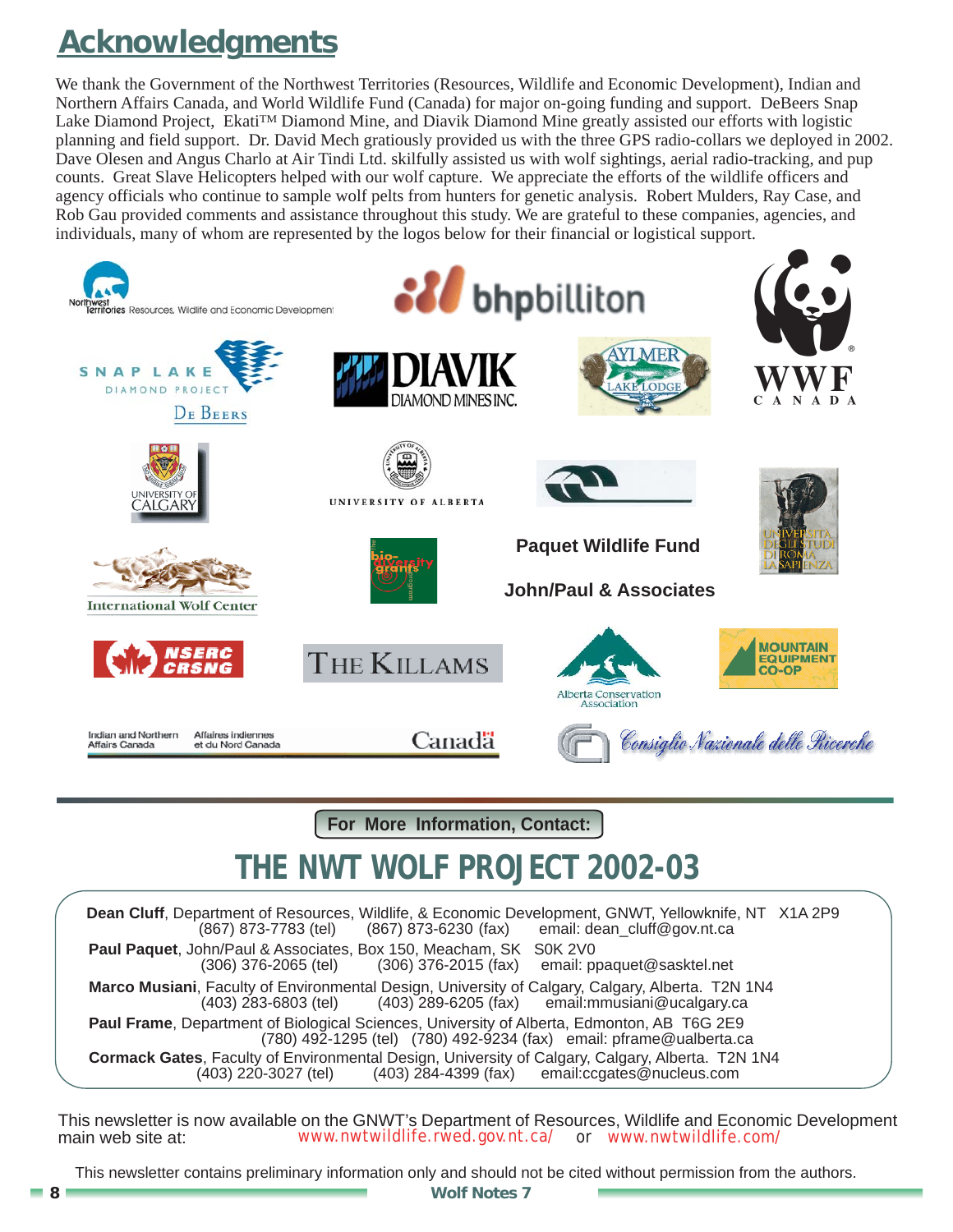# Acknowledgments

We thank the Government of the Northwest Territories (Resources, Wildlife and Economic Development), Indian and Northern Affairs Canada, and World Wildlife Fund (Canada) for major on-going funding and support. DeBeers Snap Lake Diamond Project, Ekati™ Diamond Mine, and Diavik Diamond Mine greatly assisted our efforts with logistic planning and field support. Dr. David Mech gratiously provided us with the three GPS radio-collars we deployed in 2002. Dave Olesen and Angus Charlo at Air Tindi Ltd. skilfully assisted us with wolf sightings, aerial radio-tracking, and pup counts. Great Slave Helicopters helped with our wolf capture. We appreciate the efforts of the wildlife officers and agency officials who continue to sample wolf pelts from hunters for genetic analysis. Robert Mulders, Ray Case, and Rob Gau provided comments and assistance throughout this study. We are grateful to these companies, agencies, and individuals, many of whom are represented by the logos below for their financial or logistical support.

Paquet Wildlife Fund

John/Paul & Associates

**For More Information, Contact:**

## THE NWT WOLF PROJECT 2002-03

**Dean Cluff**, Department of Resources, Wildlife, & Economic Development, GNWT, Yellowknife, NT X1A 2P9
(867) 873-7783 (tel) (867) 873-6230 (fax) email: dean_cluff@gov.nt.ca

**Paul Paquet**, John/Paul & Associates, Box 150, Meacham, SK S0K 2V0
(306) 376-2065 (tel) (306) 376-2015 (fax) email: ppaquet@sasktel.net

**Marco Musiani**, Faculty of Environmental Design, University of Calgary, Calgary, Alberta. T2N 1N4
(403) 283-6803 (tel) (403) 289-6205 (fax) email:mmusiani@ucalgary.ca

**Paul Frame**, Department of Biological Sciences, University of Alberta, Edmonton, AB T6G 2E9
(780) 492-1295 (tel) (780) 492-9234 (fax) email: pframe@ualberta.ca

**Cormack Gates**, Faculty of Environmental Design, University of Calgary, Calgary, Alberta. T2N 1N4
(403) 220-3027 (tel) (403) 284-4399 (fax) email:ccgates@nucleus.com

This newsletter is now available on the GNWT's Department of Resources, Wildlife and Economic Development main web site at: www.nwtwildlife.rwed.gov.nt.ca/ or www.nwtwildlife.com/

This newsletter contains preliminary information only and should not be cited without permission from the authors.